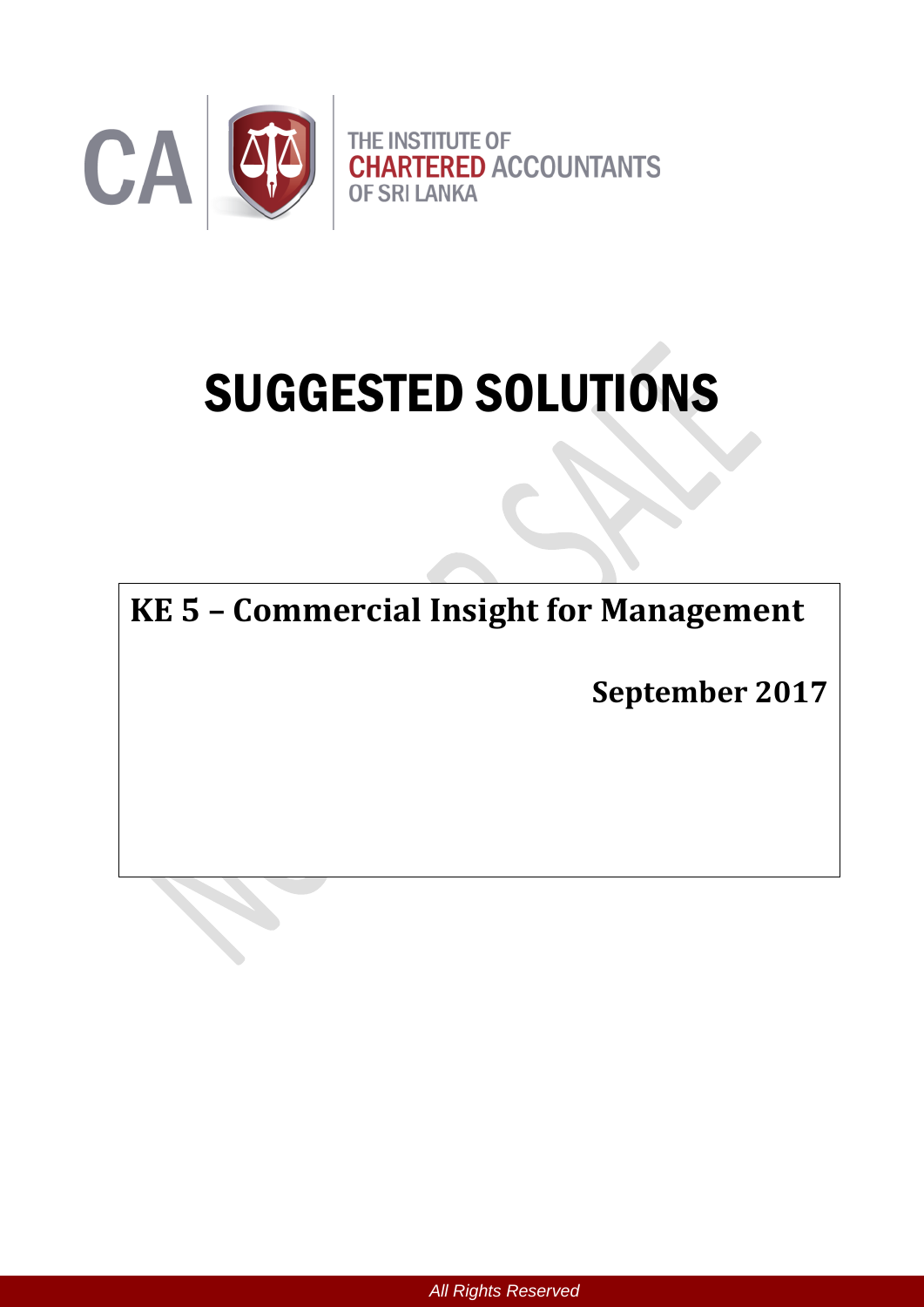THE INSTITUTE OF CHARTERED ACCOUNTANTS OF SRI LANKA

# SUGGESTED SOLUTIONS

**KE 5 – Commercial Insight for Management**

**September 2017**

*All Rights Reserved*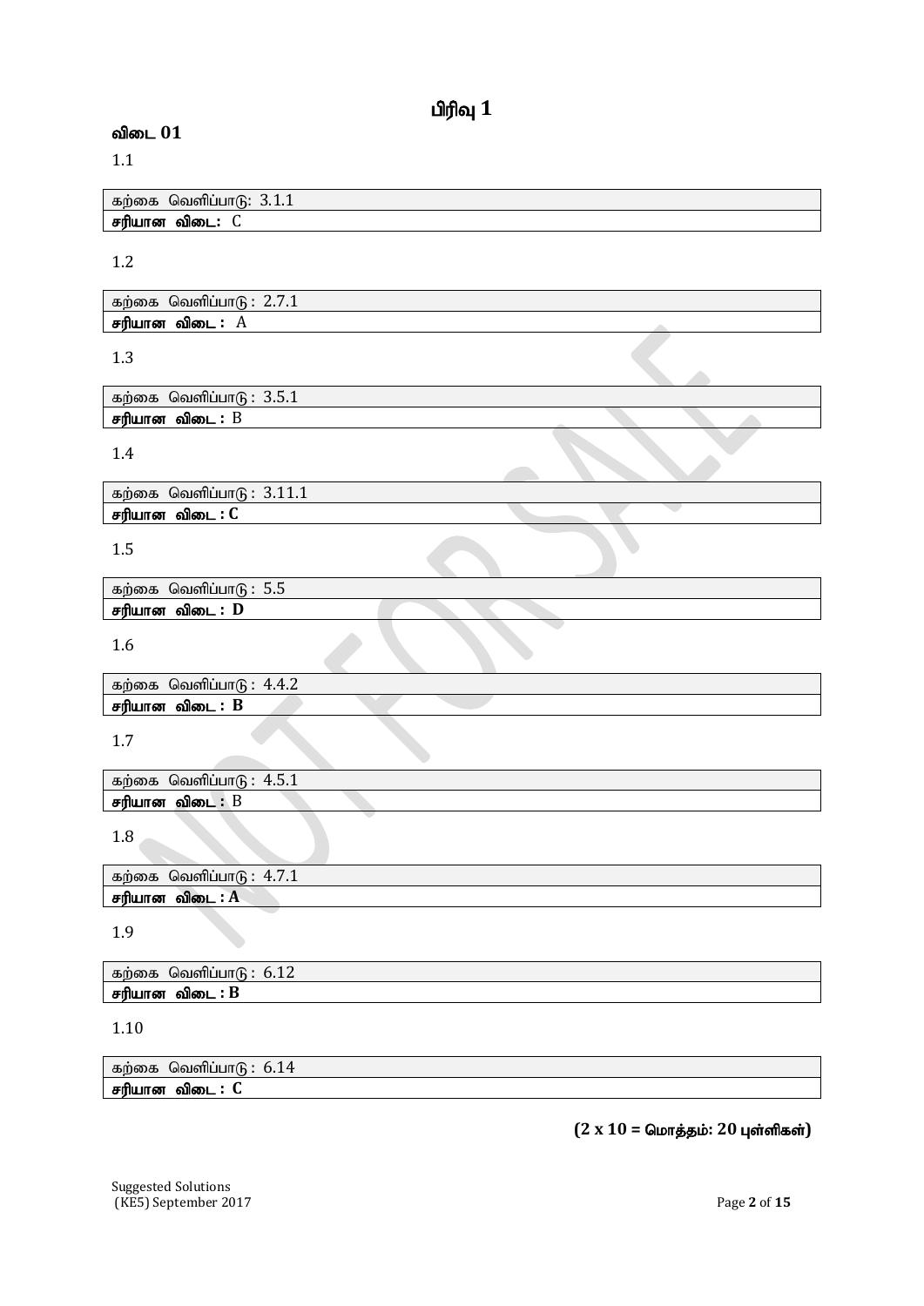# பிரிவு 1

## விடை 01

1.1

| கற்கை வெளிப்பாடு: 3.1.1 |
|---|
| **சரியான விடை:** C |

1.2

| கற்கை வெளிப்பாடு : 2.7.1 |
|---|
| **சரியான விடை :** A |

1.3

| கற்கை வெளிப்பாடு : 3.5.1 |
|---|
| **சரியான விடை :** B |

1.4

| கற்கை வெளிப்பாடு : 3.11.1 |
|---|
| **சரியான விடை : C** |

1.5

| கற்கை வெளிப்பாடு : 5.5 |
|---|
| **சரியான விடை : D** |

1.6

| கற்கை வெளிப்பாடு : 4.4.2 |
|---|
| **சரியான விடை : B** |

1.7

| கற்கை வெளிப்பாடு : 4.5.1 |
|---|
| **சரியான விடை :** B |

1.8

| கற்கை வெளிப்பாடு : 4.7.1 |
|---|
| **சரியான விடை : A** |

1.9

| கற்கை வெளிப்பாடு : 6.12 |
|---|
| **சரியான விடை : B** |

1.10

| கற்கை வெளிப்பாடு : 6.14 |
|---|
| **சரியான விடை : C** |

**(2 x 10 = மொத்தம்: 20 புள்ளிகள்)**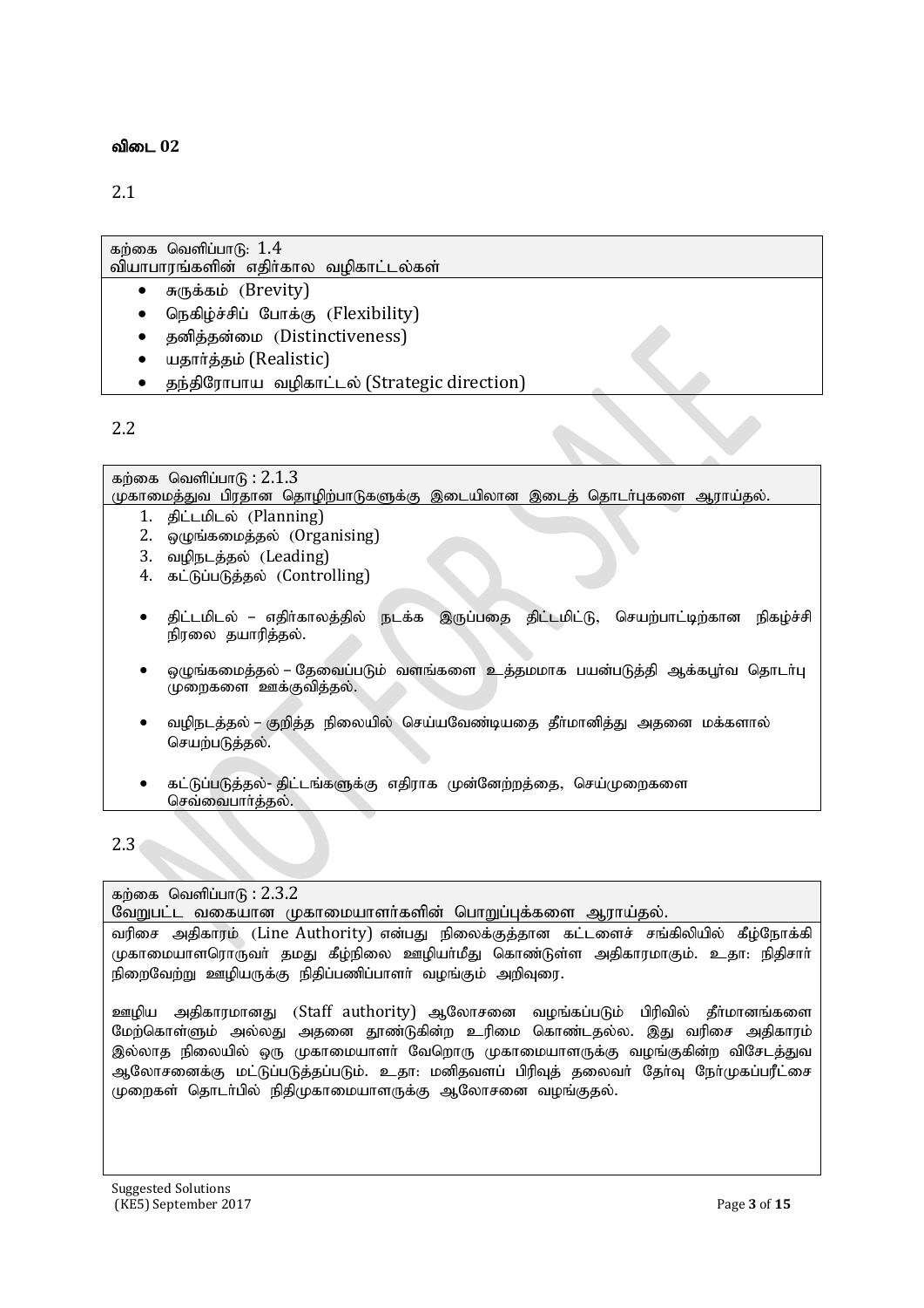**விடை 02**

2.1

கற்கை வெளிப்பாடு: 1.4
வியாபாரங்களின் எதிர்கால வழிகாட்டல்கள்

- சுருக்கம் (Brevity)
- நெகிழ்ச்சிப் போக்கு (Flexibility)
- தனித்தன்மை (Distinctiveness)
- யதார்த்தம் (Realistic)
- தந்திரோபாய வழிகாட்டல் (Strategic direction)

2.2

கற்கை வெளிப்பாடு : 2.1.3
முகாமைத்துவ பிரதான தொழிற்பாடுகளுக்கு இடையிலான இடைத் தொடர்புகளை ஆராய்தல்.

1. திட்டமிடல் (Planning)
2. ஒழுங்கமைத்தல் (Organising)
3. வழிநடத்தல் (Leading)
4. கட்டுப்படுத்தல் (Controlling)

- திட்டமிடல் – எதிர்காலத்தில் நடக்க இருப்பதை திட்டமிட்டு, செயற்பாட்டிற்கான நிகழ்ச்சி நிரலை தயாரித்தல்.
- ஒழுங்கமைத்தல் – தேவைப்படும் வளங்களை உத்தமமாக பயன்படுத்தி ஆக்கபூர்வ தொடர்பு முறைகளை ஊக்குவித்தல்.
- வழிநடத்தல் – குறித்த நிலையில் செய்யவேண்டியதை தீர்மானித்து அதனை மக்களால் செயற்படுத்தல்.
- கட்டுப்படுத்தல்- திட்டங்களுக்கு எதிராக முன்னேற்றத்தை, செய்முறைகளை செவ்வைபார்த்தல்.

2.3

கற்கை வெளிப்பாடு : 2.3.2
வேறுபட்ட வகையான முகாமையாளர்களின் பொறுப்புக்களை ஆராய்தல்.

வரிசை அதிகாரம் (Line Authority) என்பது நிலைக்குத்தான கட்டளைச் சங்கிலியில் கீழ்நோக்கி முகாமையாளரொருவர் தமது கீழ்நிலை ஊழியர்மீது கொண்டுள்ள அதிகாரமாகும். உதா: நிதிசார் நிறைவேற்று ஊழியருக்கு நிதிப்பணிப்பாளர் வழங்கும் அறிவுரை.

ஊழிய அதிகாரமானது (Staff authority) ஆலோசனை வழங்கப்படும் பிரிவில் தீர்மானங்களை மேற்கொள்ளும் அல்லது அதனை தூண்டுகின்ற உரிமை கொண்டுதலல்ல. இது வரிசை அதிகாரம் இல்லாத நிலையில் ஒரு முகாமையாளர் வேறொரு முகாமையாளருக்கு வழங்குகின்ற விசேடத்துவ ஆலோசனைக்கு மட்டுப்படுத்தப்படும். உதா: மனிதவளப் பிரிவுத் தலைவர் தேர்வு நேர்முகப்பரீட்சை முறைகள் தொடர்பில் நிதிமுகாமையாளருக்கு ஆலோசனை வழங்குதல்.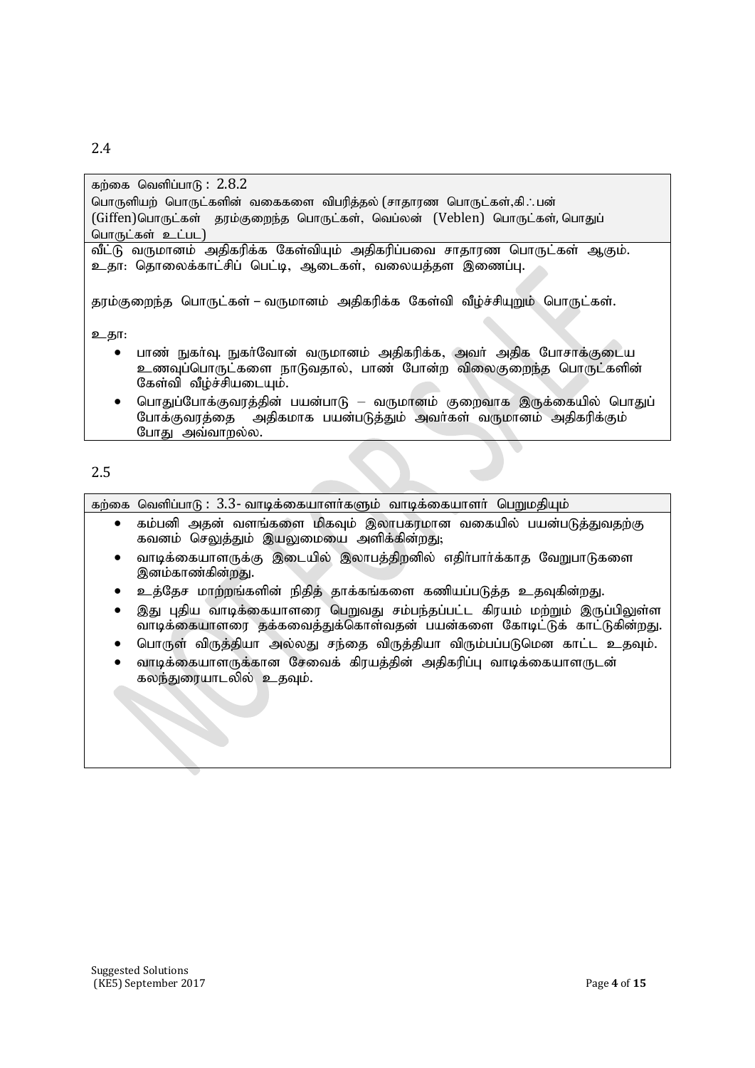2.4

| கற்கை வெளிப்பாடு : 2.8.2 பொருளியற் பொருட்களின் வகைகளை விபரித்தல் (சாதாரண பொருட்கள்,கி∴பன் (Giffen)பொருட்கள் தரம்குறைந்த பொருட்கள், வெப்லன் (Veblen) பொருட்கள், பொதுப் பொருட்கள் உட்பட) |
|---|
| வீட்டு வருமானம் அதிகரிக்க கேள்வியும் அதிகரிப்பவை சாதாரண பொருட்கள் ஆகும். உதா: தொலைக்காட்சிப் பெட்டி, ஆடைகள், வலையத்தள இணைப்பு.<br><br>தரம்குறைந்த பொருட்கள் – வருமானம் அதிகரிக்க கேள்வி வீழ்ச்சியுறும் பொருட்கள்.<br><br>உதா:<br>• பாண் நுகர்வு. நுகர்வோன் வருமானம் அதிகரிக்க, அவர் அதிக போசாக்குடைய உணவுப்பொருட்களை நாடுவதால், பாண் போன்ற விலைகுறைந்த பொருட்களின் கேள்வி வீழ்ச்சியடையும்.<br>• பொதுப்போக்குவரத்தின் பயன்பாடு – வருமானம் குறைவாக இருக்கையில் பொதுப் போக்குவரத்தை அதிகமாக பயன்படுத்தும் அவர்கள் வருமானம் அதிகரிக்கும் போது அவ்வாறல்ல. |

2.5

| கற்கை வெளிப்பாடு : 3.3- வாடிக்கையாளர்களும் வாடிக்கையாளர் பெறுமதியும் |
|---|
| • கம்பனி அதன் வளங்களை மிகவும் இலாபகரமான வகையில் பயன்படுத்துவதற்கு கவனம் செலுத்தும் இயலுமையை அளிக்கின்றது;<br>• வாடிக்கையாளருக்கு இடையில் இலாபத்திறனில் எதிர்பார்க்காத வேறுபாடுகளை இனம்காண்கின்றது.<br>• உத்தேச மாற்றங்களின் நிதித் தாக்கங்களை கணியப்படுத்த உதவுகின்றது.<br>• இது புதிய வாடிக்கையாளரை பெறுவது சம்பந்தப்பட்ட கிரயம் மற்றும் இருப்பிலுள்ள வாடிக்கையாளரை தக்கவைத்துக்கொள்வதன் பயன்களை கோடிட்டுக் காட்டுகின்றது.<br>• பொருள் விருத்தியா அல்லது சந்தை விருத்தியா விரும்பப்படுமென காட்ட உதவும்.<br>• வாடிக்கையாளருக்கான சேவைக் கிரயத்தின் அதிகரிப்பு வாடிக்கையாளருடன் கலந்துரையாடலில் உதவும். |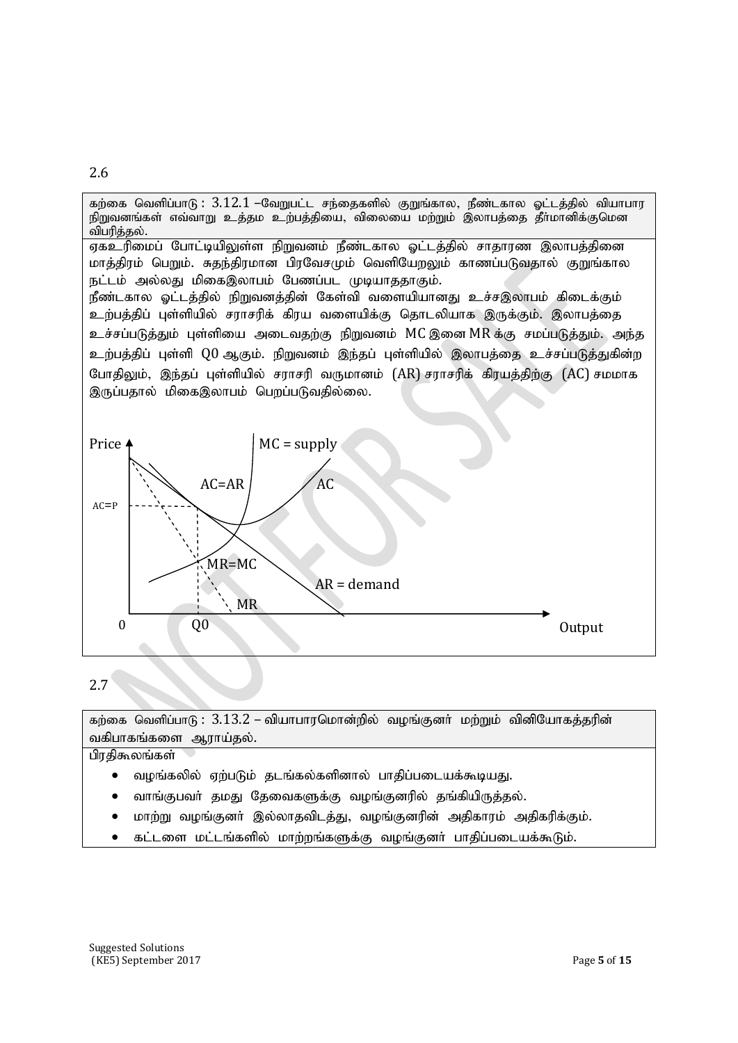2.6

கற்கை வெளிப்பாடு : 3.12.1 –வேறுபட்ட சந்தைகளில் குறுங்கால, நீண்டகால ஓட்டத்தில் வியாபார நிறுவனங்கள் எவ்வாறு உத்தம உற்பத்தியை, விலையை மற்றும் இலாபத்தை தீர்மானிக்குமென விபரித்தல்.

ஏகஉரிமைப் போட்டியிலுள்ள நிறுவனம் நீண்டகால ஓட்டத்தில் சாதாரண இலாபத்தினை மாத்திரம் பெறும். சுதந்திரமான பிரவேசமும் வெளியேறலும் காணப்படுவதால் குறுங்கால நட்டம் அல்லது மிகைஇலாபம் பேணப்பட முடியாததாகும்.

நீண்டகால ஓட்டத்தில் நிறுவனத்தின் கேள்வி வளையியானது உச்சஇலாபம் கிடைக்கும் உற்பத்திப் புள்ளியில் சராசரிக் கிரய வளையிக்கு தொடலியாக இருக்கும். இலாபத்தை உச்சப்படுத்தும் புள்ளியை அடைவதற்கு நிறுவனம் MC இனை MR க்கு சமப்படுத்தும். அந்த உற்பத்திப் புள்ளி Q0 ஆகும். நிறுவனம் இந்தப் புள்ளியில் இலாபத்தை உச்சப்படுத்துகின்ற போதிலும், இந்தப் புள்ளியில் சராசரி வருமானம் (AR) சராசரிக் கிரயத்திற்கு (AC) சமமாக இருப்பதால் மிகைஇலாபம் பெறப்படுவதில்லை.

Price, MC = supply, AC=AR, AC, AC=P, MR=MC, AR = demand, MR, 0, Q0, Output

2.7

கற்கை வெளிப்பாடு : 3.13.2 – வியாபாரமொன்றில் வழங்குனர் மற்றும் விநியோகத்தரின் வகிபாகங்களை ஆராய்தல்.

பிரதிகூலங்கள்

- வழங்கலில் ஏற்படும் தடங்கல்களினால் பாதிப்படையக்கூடியது.
- வாங்குபவர் தமது தேவைகளுக்கு வழங்குனரில் தங்கியிருத்தல்.
- மாற்று வழங்குனர் இல்லாதவிடத்து, வழங்குனரின் அதிகாரம் அதிகரிக்கும்.
- கட்டளை மட்டங்களில் மாற்றங்களுக்கு வழங்குனர் பாதிப்படையக்கூடும்.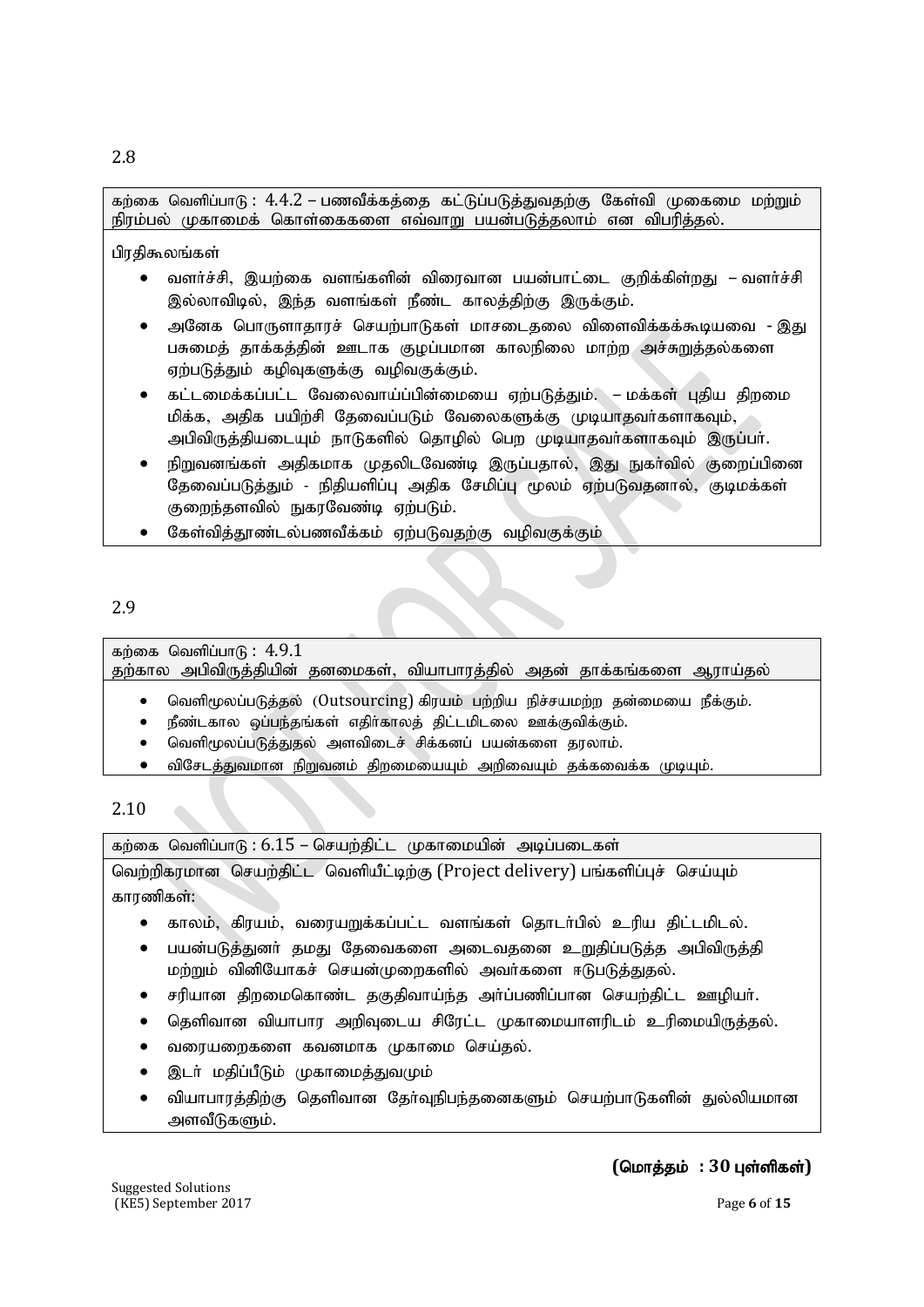2.8

கற்கை வெளிப்பாடு : 4.4.2 – பணவீக்கத்தை கட்டுப்படுத்துவதற்கு கேள்வி முகைமை மற்றும் நிரம்பல் முகாமைக் கொள்கைகளை எவ்வாறு பயன்படுத்தலாம் என விபரித்தல்.

பிரதிகூலங்கள்

- வளர்ச்சி, இயற்கை வளங்களின் விரைவான பயன்பாட்டை குறிக்கின்றது – வளர்ச்சி இல்லாவிடில், இந்த வளங்கள் நீண்ட காலத்திற்கு இருக்கும்.
- அனேக பொருளாதாரச் செயற்பாடுகள் மாசடைதலை விளைவிக்கக்கூடியவை - இது பசுமைத் தாக்கத்தின் ஊடாக குழப்பமான காலநிலை மாற்ற அச்சுறுத்தல்களை ஏற்படுத்தும் கழிவுகளுக்கு வழிவகுக்கும்.
- கட்டமைக்கப்பட்ட வேலைவாய்ப்பின்மையை ஏற்படுத்தும். – மக்கள் புதிய திறமை மிக்க, அதிக பயிற்சி தேவைப்படும் வேலைகளுக்கு முடியாதவர்களாகவும், அபிவிருத்தியடையும் நாடுகளில் தொழில் பெற முடியாதவர்களாகவும் இருப்பர்.
- நிறுவனங்கள் அதிகமாக முதலிடவேண்டி இருப்பதால், இது நுகர்வில் குறைப்பினை தேவைப்படுத்தும் - நிதியளிப்பு அதிக சேமிப்பு மூலம் ஏற்படுவதனால், குடிமக்கள் குறைந்தளவில் நுகரவேண்டி ஏற்படும்.
- கேள்வித்தூண்டல்பணவீக்கம் ஏற்படுவதற்கு வழிவகுக்கும்

2.9

கற்கை வெளிப்பாடு : 4.9.1
தற்கால அபிவிருத்தியின் தனமைகள், வியாபாரத்தில் அதன் தாக்கங்களை ஆராய்தல்

- வெளிமூலப்படுத்தல் (Outsourcing) கிரயம் பற்றிய நிச்சயமற்ற தன்மையை நீக்கும்.
- நீண்டகால ஒப்பந்தங்கள் எதிர்காலத் திட்டமிடலை ஊக்குவிக்கும்.
- வெளிமூலப்படுத்துதல் அளவிடைச் சிக்கனப் பயன்களை தரலாம்.
- விசேடத்துவமான நிறுவனம் திறமையையும் அறிவையும் தக்கவைக்க முடியும்.

2.10

கற்கை வெளிப்பாடு : 6.15 – செயற்திட்ட முகாமையின் அடிப்படைகள்

வெற்றிகரமான செயற்திட்ட வெளியீட்டிற்கு (Project delivery) பங்களிப்புச் செய்யும் காரணிகள்:

- காலம், கிரயம், வரையறுக்கப்பட்ட வளங்கள் தொடர்பில் உரிய திட்டமிடல்.
- பயன்படுத்துனர் தமது தேவைகளை அடைவதனை உறுதிப்படுத்த அபிவிருத்தி மற்றும் வினியோகச் செயன்முறைகளில் அவர்களை ஈடுபடுத்துதல்.
- சரியான திறமைகொண்ட தகுதிவாய்ந்த அர்ப்பணிப்பான செயற்திட்ட ஊழியர்.
- தெளிவான வியாபார அறிவுடைய சிரேட்ட முகாமையாளரிடம் உரிமையிருத்தல்.
- வரையறைகளை கவனமாக முகாமை செய்தல்.
- இடர் மதிப்பீடும் முகாமைத்துவமும்
- வியாபாரத்திற்கு தெளிவான தேர்வுநிபந்தனைகளும் செயற்பாடுகளின் துல்லியமான அளவீடுகளும்.

**(மொத்தம் : 30 புள்ளிகள்)**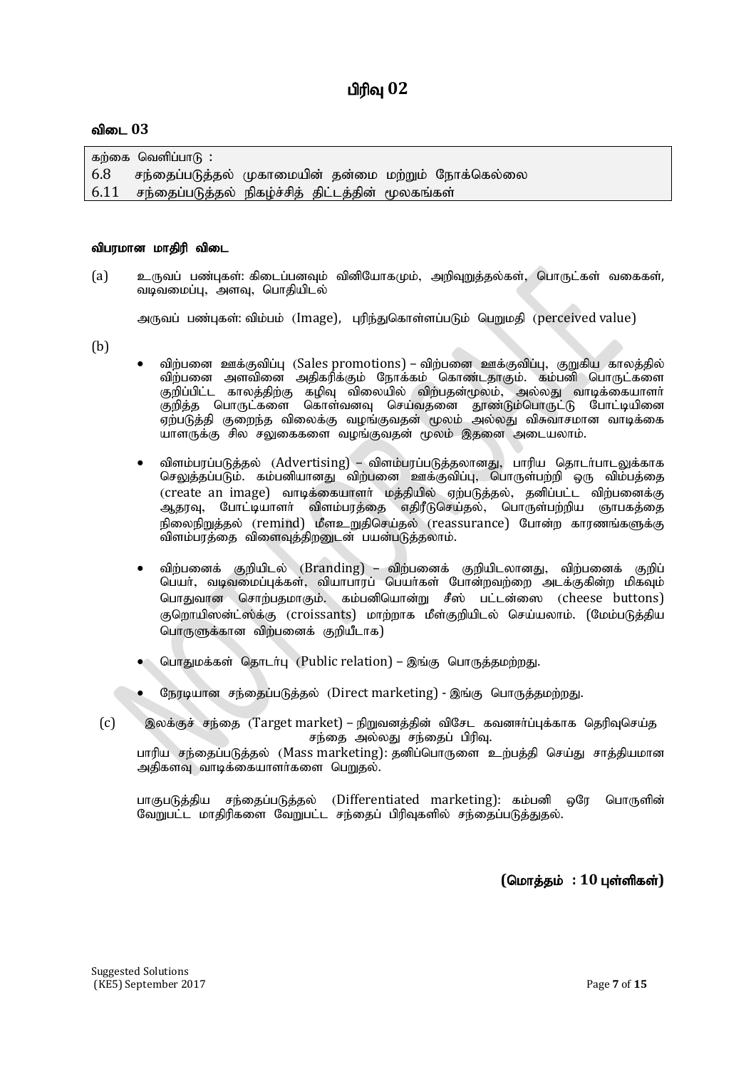# பிரிவு 02

## விடை 03

| கற்கை வெளிப்பாடு : |
|---|
| 6.8 சந்தைப்படுத்தல் முகாமையின் தன்மை மற்றும் நோக்கெல்லை |
| 6.11 சந்தைப்படுத்தல் நிகழ்ச்சித் திட்டத்தின் மூலகங்கள் |

### விபரமான மாதிரி விடை

(a) உருவப் பண்புகள்: கிடைப்பனவும் வினியோகமும், அறிவுறுத்தல்கள், பொருட்கள் வகைகள், வடிவமைப்பு, அளவு, பொதியிடல்

அருவப் பண்புகள்: விம்பம் (Image), புரிந்துகொள்ளப்படும் பெறுமதி (perceived value)

(b)

- விற்பனை ஊக்குவிப்பு (Sales promotions) – விற்பனை ஊக்குவிப்பு, குறுகிய காலத்தில் விற்பனை அளவினை அதிகரிக்கும் நோக்கம் கொண்டதாகும். கம்பனி பொருட்களை குறிப்பிட்ட காலத்திற்கு கழிவு விலையில் விற்பதன்மூலம், அல்லது வாடிக்கையாளர் குறித்த பொருட்களை கொள்வனவு செய்வதனை தூண்டும்பொருட்டு போட்டியினை ஏற்படுத்தி குறைந்த விலைக்கு வழங்குவதன் மூலம் அல்லது விசுவாசமான வாடிக்கை யாளருக்கு சில சலுகைகளை வழங்குவதன் மூலம் இதனை அடையலாம்.

- விளம்பரப்படுத்தல் (Advertising) – விளம்பரப்படுத்தலானது, பாரிய தொடர்பாடலுக்காக செலுத்தப்படும். கம்பனியானது விற்பனை ஊக்குவிப்பு, பொருள்பற்றி ஒரு விம்பத்தை (create an image) வாடிக்கையாளர் மத்தியில் ஏற்படுத்தல், தனிப்பட்ட விற்பனைக்கு ஆதரவு, போட்டியாளர் விளம்பரத்தை எதிரீடுசெய்தல், பொருள்பற்றிய ஞாபகத்தை நிலைநிறுத்தல் (remind) மீளஉறுதிசெய்தல் (reassurance) போன்ற காரணங்களுக்கு விளம்பரத்தை விளைவுத்திறனுடன் பயன்படுத்தலாம்.

- விற்பனைக் குறியிடல் (Branding) – விற்பனைக் குறியிடலானது, விற்பனைக் குறிப் பெயர், வடிவமைப்புக்கள், வியாபாரப் பெயர்கள் போன்றவற்றை அடக்குகின்ற மிகவும் பொதுவான சொற்பதமாகும். கம்பனியொன்று சீஸ் பட்டன்ஸை (cheese buttons) குறொயிஸன்ட்ஸ்க்கு (croissants) மாற்றாக மீள்குறியிடல் செய்யலாம். (மேம்படுத்திய பொருளுக்கான விற்பனைக் குறியீடாக)

- பொதுமக்கள் தொடர்பு (Public relation) – இங்கு பொருத்தமற்றது.

- நேரடியான சந்தைப்படுத்தல் (Direct marketing) - இங்கு பொருத்தமற்றது.

(c) இலக்குச் சந்தை (Target market) – நிறுவனத்தின் விசேட கவனஈர்ப்புக்காக தெரிவுசெய்த சந்தை அல்லது சந்தைப் பிரிவு.

பாரிய சந்தைப்படுத்தல் (Mass marketing): தனிப்பொருளை உற்பத்தி செய்து சாத்தியமான அதிகளவு வாடிக்கையாளர்களை பெறுதல்.

பாகுபடுத்திய சந்தைப்படுத்தல் (Differentiated marketing): கம்பனி ஒரே பொருளின் வேறுபட்ட மாதிரிகளை வேறுபட்ட சந்தைப் பிரிவுகளில் சந்தைப்படுத்துதல்.

**(மொத்தம் : 10 புள்ளிகள்)**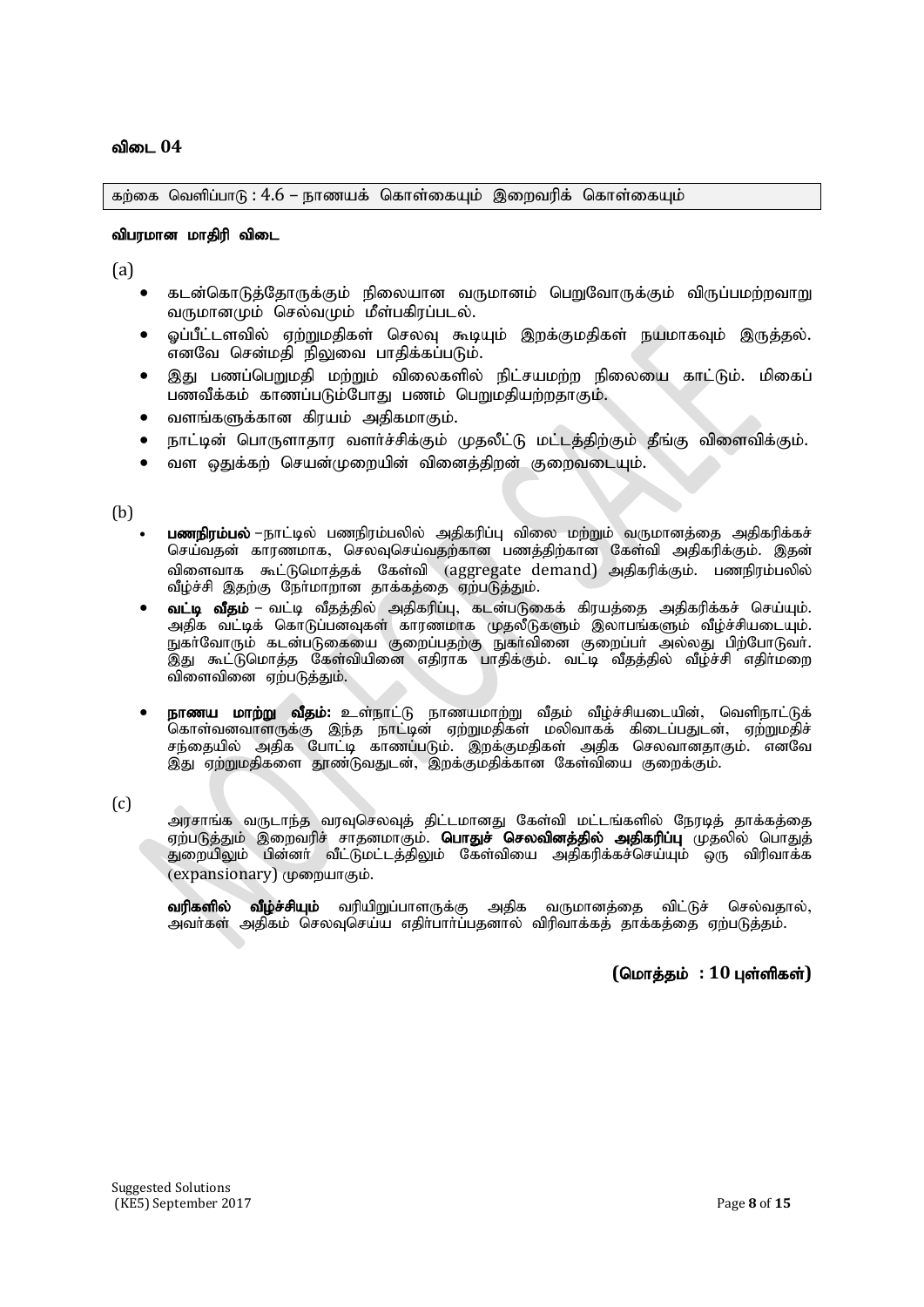## விடை 04

கற்கை வெளிப்பாடு : 4.6 – நாணயக் கொள்கையும் இறைவரிக் கொள்கையும்

**விபரமான மாதிரி விடை**

(a)

- கடன்கொடுத்தோருக்கும் நிலையான வருமானம் பெறுவோருக்கும் விருப்பமற்றவாறு வருமானமும் செல்வமும் மீள்பகிரப்படல்.
- ஒப்பீட்டளவில் ஏற்றுமதிகள் செலவு கூடியும் இறக்குமதிகள் நயமாகவும் இருத்தல். எனவே சென்மதி நிலுவை பாதிக்கப்படும்.
- இது பணப்பெறுமதி மற்றும் விலைகளில் நிட்சயமற்ற நிலையை காட்டும். மிகைப் பணவீக்கம் காணப்படும்போது பணம் பெறுமதியற்றதாகும்.
- வளங்களுக்கான கிரயம் அதிகமாகும்.
- நாட்டின் பொருளாதார வளர்ச்சிக்கும் முதலீட்டு மட்டத்திற்கும் தீங்கு விளைவிக்கும்.
- வள ஒதுக்கற் செயன்முறையின் வினைத்திறன் குறைவடையும்.

(b)

- **பணநிரம்பல்** –நாட்டில் பணநிரம்பலில் அதிகரிப்பு விலை மற்றும் வருமானத்தை அதிகரிக்கச் செய்வதன் காரணமாக, செலவுசெய்வதற்கான பணத்திற்கான கேள்வி அதிகரிக்கும். இதன் விளைவாக கூட்டுமொத்தக் கேள்வி (aggregate demand) அதிகரிக்கும். பணநிரம்பலில் வீழ்ச்சி இதற்கு நேர்மாறான தாக்கத்தை ஏற்படுத்தும்.
- **வட்டி வீதம்** – வட்டி வீதத்தில் அதிகரிப்பு, கடன்படுகைக் கிரயத்தை அதிகரிக்கச் செய்யும். அதிக வட்டிக் கொடுப்பனவுகள் காரணமாக முதலீடுகளும் இலாபங்களும் வீழ்ச்சியடையும். நுகர்வோரும் கடன்படுகையை குறைப்பதற்கு நுகர்வினை குறைப்பர் அல்லது பிற்போடுவர். இது கூட்டுமொத்த கேள்வியினை எதிராக பாதிக்கும். வட்டி வீதத்தில் வீழ்ச்சி எதிர்மறை விளைவினை ஏற்படுத்தும்.
- **நாணய மாற்று வீதம்:** உள்நாட்டு நாணயமாற்று வீதம் வீழ்ச்சியடையின், வெளிநாட்டுக் கொள்வனவாளருக்கு இந்த நாட்டின் ஏற்றுமதிகள் மலிவாகக் கிடைப்பதுடன், ஏற்றுமதிச் சந்தையில் அதிக போட்டி காணப்படும். இறக்குமதிகள் அதிக செலவானதாகும். எனவே இது ஏற்றுமதிகளை தூண்டுவதுடன், இறக்குமதிக்கான கேள்வியை குறைக்கும்.

(c)

அரசாங்க வருடாந்த வரவுசெலவுத் திட்டமானது கேள்வி மட்டங்களில் நேரடித் தாக்கத்தை ஏற்படுத்தும் இறைவரிச் சாதனமாகும். **பொதுச் செலவினத்தில் அதிகரிப்பு** முதலில் பொதுத் துறையிலும் பின்னர் வீட்டுமட்டத்திலும் கேள்வியை அதிகரிக்கச்செய்யும் ஒரு விரிவாக்க (expansionary) முறையாகும்.

**வரிகளில் வீழ்ச்சியும்** வரியிறுப்பாளருக்கு அதிக வருமானத்தை விட்டுச் செல்வதால், அவர்கள் அதிகம் செலவுசெய்ய எதிர்பார்ப்பதனால் விரிவாக்கத் தாக்கத்தை ஏற்படுத்தும்.

**(மொத்தம் : 10 புள்ளிகள்)**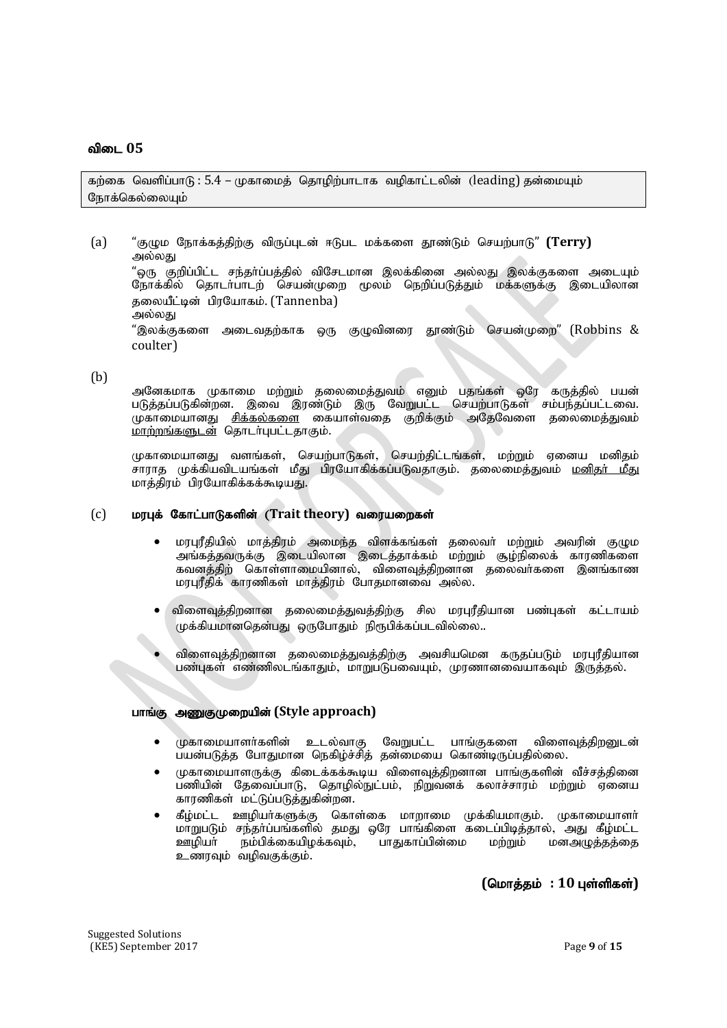## விடை 05

கற்கை வெளிப்பாடு : 5.4 – முகாமைத் தொழிற்பாடாக வழிகாட்டலின் (leading) தன்மையும் நோக்கெல்லையும்

(a) "குழும நோக்கத்திற்கு விருப்புடன் ஈடுபட மக்களை தூண்டும் செயற்பாடு" **(Terry)**
அல்லது
"ஒரு குறிப்பிட்ட சந்தர்ப்பத்தில் விசேடமான இலக்கினை அல்லது இலக்குகளை அடையும் நோக்கில் தொடர்பாடற் செயன்முறை மூலம் நெறிப்படுத்தும் மக்களுக்கு இடையிலான தலையீட்டின் பிரயோகம். (Tannenba)
அல்லது
"இலக்குகளை அடைவதற்காக ஒரு குழுவினரை தூண்டும் செயன்முறை" (Robbins & coulter)

(b)

அனேகமாக முகாமை மற்றும் தலைமைத்துவம் எனும் பதங்கள் ஒரே கருத்தில் பயன் படுத்தப்படுகின்றன. இவை இரண்டும் இரு வேறுபட்ட செயற்பாடுகள் சம்பந்தப்பட்டவை. முகாமையானது <u>சிக்கல்களை</u> கையாள்வதை குறிக்கும் அதேவேளை தலைமைத்துவம் <u>மாற்றங்களுடன்</u> தொடர்புபட்டதாகும்.

முகாமையானது வளங்கள், செயற்பாடுகள், செயற்திட்டங்கள், மற்றும் ஏனைய மனிதம் சாராத முக்கியவிடயங்கள் மீது பிரயோகிக்கப்படுவதாகும். தலைமைத்துவம் <u>மனிதர் மீது</u> மாத்திரம் பிரயோகிக்கக்கூடியது.

(c) **மரபுக் கோட்பாடுகளின் (Trait theory) வரையறைகள்**

- மரபுரீதியில் மாத்திரம் அமைந்த விளக்கங்கள் தலைவர் மற்றும் அவரின் குழும அங்கத்தவருக்கு இடையிலான இடைத்தாக்கம் மற்றும் சூழ்நிலைக் காரணிகளை கவனத்திற் கொள்ளாமையினால், விளைவுத்திறனான தலைவர்களை இனங்காண மரபுரீதிக் காரணிகள் மாத்திரம் போதமானவை அல்ல.
- விளைவுத்திறனான தலைமைத்துவத்திற்கு சில மரபுரீதியான பண்புகள் கட்டாயம் முக்கியமானதென்பது ஒருபோதும் நிரூபிக்கப்படவில்லை..
- விளைவுத்திறனான தலைமைத்துவத்திற்கு அவசியமென கருதப்படும் மரபுரீதியான பண்புகள் எண்ணிலடங்காதும், மாறுபடுபவையும், முரணானவையாகவும் இருத்தல்.

**பாங்கு அணுகுமுறையின் (Style approach)**

- முகாமையாளர்களின் உடல்வாகு வேறுபட்ட பாங்குகளை விளைவுத்திறனுடன் பயன்படுத்த போதுமான நெகிழ்ச்சித் தன்மையை கொண்டிருப்பதில்லை.
- முகாமையாளருக்கு கிடைக்கக்கூடிய விளைவுத்திறனான பாங்குகளின் வீச்சத்தினை பணியின் தேவைப்பாடு, தொழில்நுட்பம், நிறுவனக் கலாச்சாரம் மற்றும் ஏனைய காரணிகள் மட்டுப்படுத்துகின்றன.
- கீழ்மட்ட ஊழியர்களுக்கு கொள்கை மாறாமை முக்கியமாகும். முகாமையாளர் மாறுபடும் சந்தர்ப்பங்களில் தமது ஒரே பாங்கிளை கடைப்பிடித்தால், அது கீழ்மட்ட ஊழியர் நம்பிக்கையிழக்கவும், பாதுகாப்பின்மை மற்றும் மனஅழுத்தத்தை உணரவும் வழிவகுக்கும்.

**(மொத்தம் : 10 புள்ளிகள்)**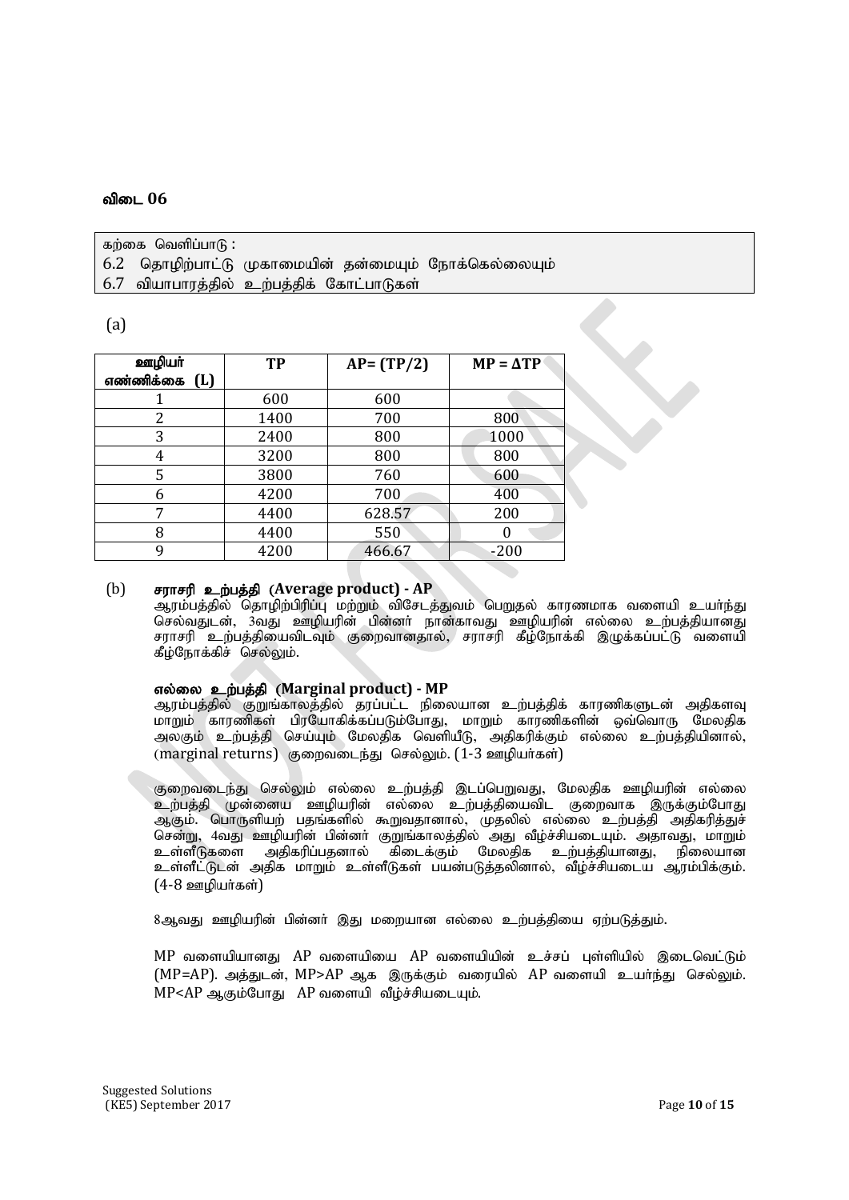## விடை 06

கற்கை வெளிப்பாடு :
6.2 தொழிற்பாட்டு முகாமையின் தன்மையும் நோக்கெல்லையும்
6.7 வியாபாரத்தில் உற்பத்திக் கோட்பாடுகள்

(a)

| ஊழியர் எண்ணிக்கை (L) | TP | AP= (TP/2) | MP = ΔTP |
|---|---|---|---|
| 1 | 600 | 600 | |
| 2 | 1400 | 700 | 800 |
| 3 | 2400 | 800 | 1000 |
| 4 | 3200 | 800 | 800 |
| 5 | 3800 | 760 | 600 |
| 6 | 4200 | 700 | 400 |
| 7 | 4400 | 628.57 | 200 |
| 8 | 4400 | 550 | 0 |
| 9 | 4200 | 466.67 | -200 |

(b) **சராசரி உற்பத்தி (Average product) - AP**

ஆரம்பத்தில் தொழிற்பிரிப்பு மற்றும் விசேடத்துவம் பெறுதல் காரணமாக வளையி உயர்ந்து செல்வதுடன், 3வது ஊழியரின் பின்னர் நான்காவது ஊழியரின் எல்லை உற்பத்தியானது சராசரி உற்பத்தியைவிடவும் குறைவானதால், சராசரி கீழ்நோக்கி இழுக்கப்பட்டு வளையி கீழ்நோக்கிச் செல்லும்.

**எல்லை உற்பத்தி (Marginal product) - MP**

ஆரம்பத்தில் குறுங்காலத்தில் தரப்பட்ட நிலையான உற்பத்திக் காரணிகளுடன் அதிகளவு மாறும் காரணிகள் பிரயோகிக்கப்படும்போது, மாறும் காரணிகளின் ஒவ்வொரு மேலதிக அலகும் உற்பத்தி செய்யும் மேலதிக வெளியீடு, அதிகரிக்கும் எல்லை உற்பத்தியினால், (marginal returns) குறைவடைந்து செல்லும். (1-3 ஊழியர்கள்)

குறைவடைந்து செல்லும் எல்லை உற்பத்தி இடப்பெறுவது, மேலதிக ஊழியரின் எல்லை உற்பத்தி முன்னைய ஊழியரின் எல்லை உற்பத்தியைவிட குறைவாக இருக்கும்போது ஆகும். பொருளியற் பதங்களில் கூறுவதானால், முதலில் எல்லை உற்பத்தி அதிகரித்துச் சென்று, 4வது ஊழியரின் பின்னர் குறுங்காலத்தில் அது வீழ்ச்சியடையும். அதாவது, மாறும் உள்ளீடுகளை அதிகரிப்பதனால் கிடைக்கும் மேலதிக உற்பத்தியானது, நிலையான உள்ளீட்டுடன் அதிக மாறும் உள்ளீடுகள் பயன்படுத்தலினால், வீழ்ச்சியடைய ஆரம்பிக்கும். (4-8 ஊழியர்கள்)

8ஆவது ஊழியரின் பின்னர் இது மறையான எல்லை உற்பத்தியை ஏற்படுத்தும்.

MP வளையியானது AP வளையியை AP வளையியின் உச்சப் புள்ளியில் இடைவெட்டும் (MP=AP). அத்துடன், MP>AP ஆக இருக்கும் வரையில் AP வளையி உயர்ந்து செல்லும். MP<AP ஆகும்போது AP வளையி வீழ்ச்சியடையும்.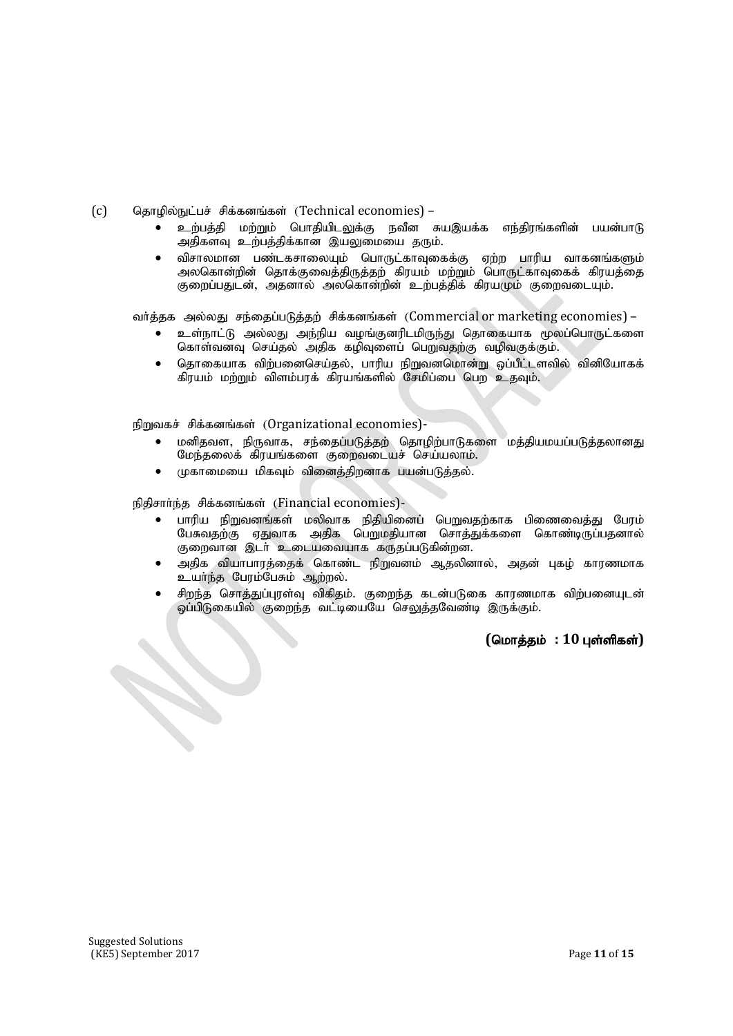(c) தொழில்நுட்பச் சிக்கனங்கள் (Technical economies) –

- உற்பத்தி மற்றும் பொதியிடலுக்கு நவீன சுயஇயக்க எந்திரங்களின் பயன்பாடு அதிகளவு உற்பத்திக்கான இயலுமையை தரும்.
- விசாலமான பண்டகசாலையும் பொருட்காவுகைக்கு ஏற்ற பாரிய வாகனங்களும் அலகொன்றின் தொக்குவைத்திருத்தற் கிரயம் மற்றும் பொருட்காவுகைக் கிரயத்தை குறைப்பதுடன், அதனால் அலகொன்றின் உற்பத்திக் கிரயமும் குறைவடையும்.

வர்த்தக அல்லது சந்தைப்படுத்தற் சிக்கனங்கள் (Commercial or marketing economies) –

- உள்நாட்டு அல்லது அந்நிய வழங்குனரிடமிருந்து தொகையாக மூலப்பொருட்களை கொள்வனவு செய்தல் அதிக கழிவுளைப் பெறுவதற்கு வழிவகுக்கும்.
- தொகையாக விற்பனைசெய்தல், பாரிய நிறுவனமொன்று ஒப்பீட்டளவில் வினியோகக் கிரயம் மற்றும் விளம்பரக் கிரயங்களில் சேமிப்பை பெற உதவும்.

நிறுவகச் சிக்கனங்கள் (Organizational economies)-

- மனிதவள, நிருவாக, சந்தைப்படுத்தற் தொழிற்பாடுகளை மத்தியமயப்படுத்தலானது மேந்தலைக் கிரயங்களை குறைவடையச் செய்யலாம்.
- முகாமையை மிகவும் வினைத்திறனாக பயன்படுத்தல்.

நிதிசார்ந்த சிக்கனங்கள் (Financial economies)-

- பாரிய நிறுவனங்கள் மலிவாக நிதியினைப் பெறுவதற்காக பிணைவைத்து பேரம் பேசுவதற்கு ஏதுவாக அதிக பெறுமதியான சொத்துக்களை கொண்டிருப்பதனால் குறைவான இடர் உடையவையாக கருதப்படுகின்றன.
- அதிக வியாபாரத்தைக் கொண்ட நிறுவனம் ஆதலினால், அதன் புகழ் காரணமாக உயர்ந்த பேரம்பேசும் ஆற்றல்.
- சிறந்த சொத்துப்புரள்வு விகிதம். குறைந்த கடன்படுகை காரணமாக விற்பனையுடன் ஒப்பிடுகையில் குறைந்த வட்டியையே செலுத்தவேண்டி இருக்கும்.

**(மொத்தம் : 10 புள்ளிகள்)**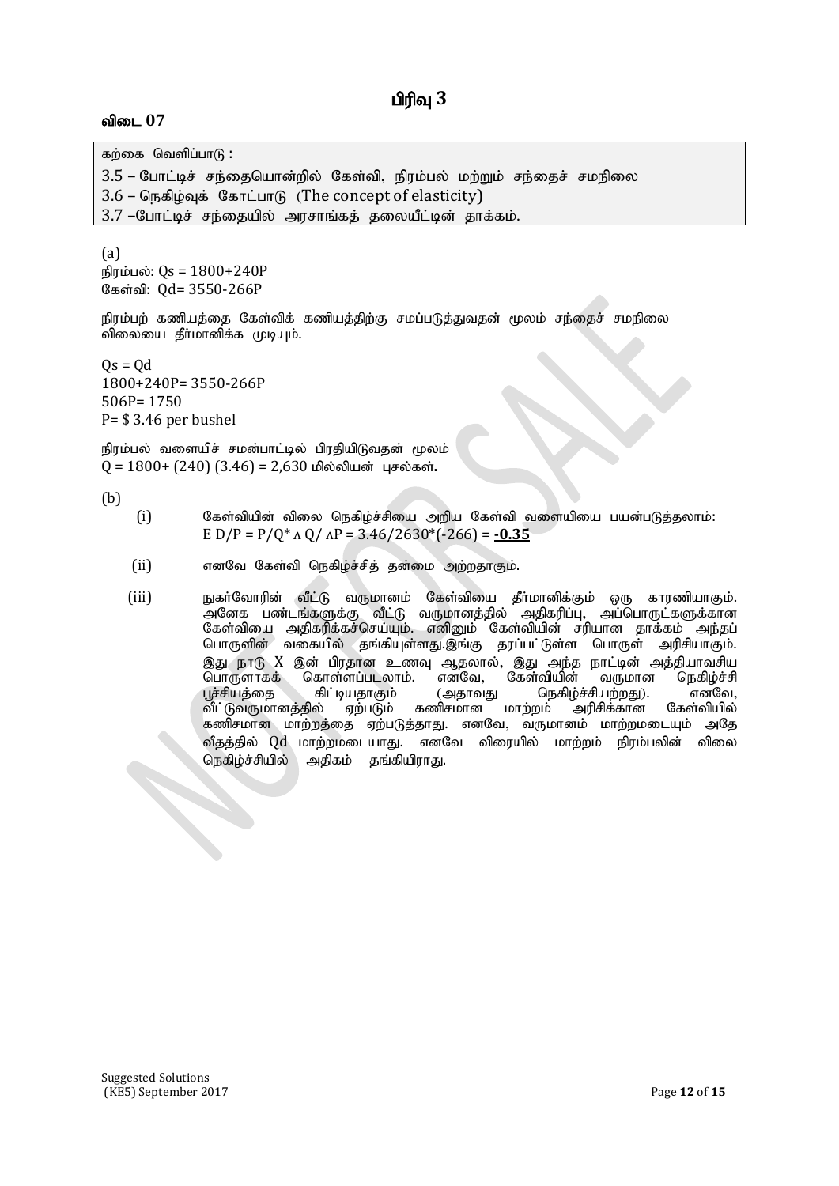# பிரிவு 3

## விடை 07

கற்கை வெளிப்பாடு :

3.5 – போட்டிச் சந்தையொன்றில் கேள்வி, நிரம்பல் மற்றும் சந்தைச் சமநிலை
3.6 – நெகிழ்வுக் கோட்பாடு (The concept of elasticity)
3.7 –போட்டிச் சந்தையில் அரசாங்கத் தலையீட்டின் தாக்கம்.

(a)

நிரம்பல்: $Qs = 1800+240P$
கேள்வி: $Qd= 3550-266P$

நிரம்பற் கணியத்தை கேள்விக் கணியத்திற்கு சமப்படுத்துவதன் மூலம் சந்தைச் சமநிலை விலையை தீர்மானிக்க முடியும்.

$Qs = Qd$
$1800+240P= 3550-266P$
$506P= 1750$
$P= \$ 3.46$ per bushel

நிரம்பல் வளையிச் சமன்பாட்டில் பிரதியிடுவதன் மூலம்
$Q = 1800+ (240) (3.46) = 2,630$ மில்லியன் புசல்கள்**.**

(b)

(i) கேள்வியின் விலை நெகிழ்ச்சியை அறிய கேள்வி வளையியை பயன்படுத்தலாம்:
$E\ D/P = P/Q^* \wedge Q/ \wedge P = 3.46/2630^*(-266) =$ **<u>-0.35</u>**

(ii) எனவே கேள்வி நெகிழ்ச்சித் தன்மை அற்றதாகும்.

(iii) நுகர்வோரின் வீட்டு வருமானம் கேள்வியை தீர்மானிக்கும் ஒரு காரணியாகும். அனேக பண்டங்களுக்கு வீட்டு வருமானத்தில் அதிகரிப்பு, அப்பொருட்களுக்கான கேள்வியை அதிகரிக்கச்செய்யும். எனினும் கேள்வியின் சரியான தாக்கம் அந்தப் பொருளின் வகையில் தங்கியுள்ளது.இங்கு தரப்பட்டுள்ள பொருள் அரிசியாகும். இது நாடு X இன் பிரதான உணவு ஆதலால், இது அந்த நாட்டின் அத்தியாவசிய பொருளாகக் கொள்ளப்படலாம். எனவே, கேள்வியின் வருமான நெகிழ்ச்சி பூச்சியத்தை கிட்டியதாகும் (அதாவது நெகிழ்ச்சியற்றது). எனவே, வீட்டுவருமானத்தில் ஏற்படும் கணிசமான மாற்றம் அரிசிக்கான கேள்வியில் கணிசமான மாற்றத்தை ஏற்படுத்தாது. எனவே, வருமானம் மாற்றமடையும் அதே வீதத்தில் Qd மாற்றமடையாது. எனவே விரையில் மாற்றம் நிரம்பலின் விலை நெகிழ்ச்சியில் அதிகம் தங்கியிராது.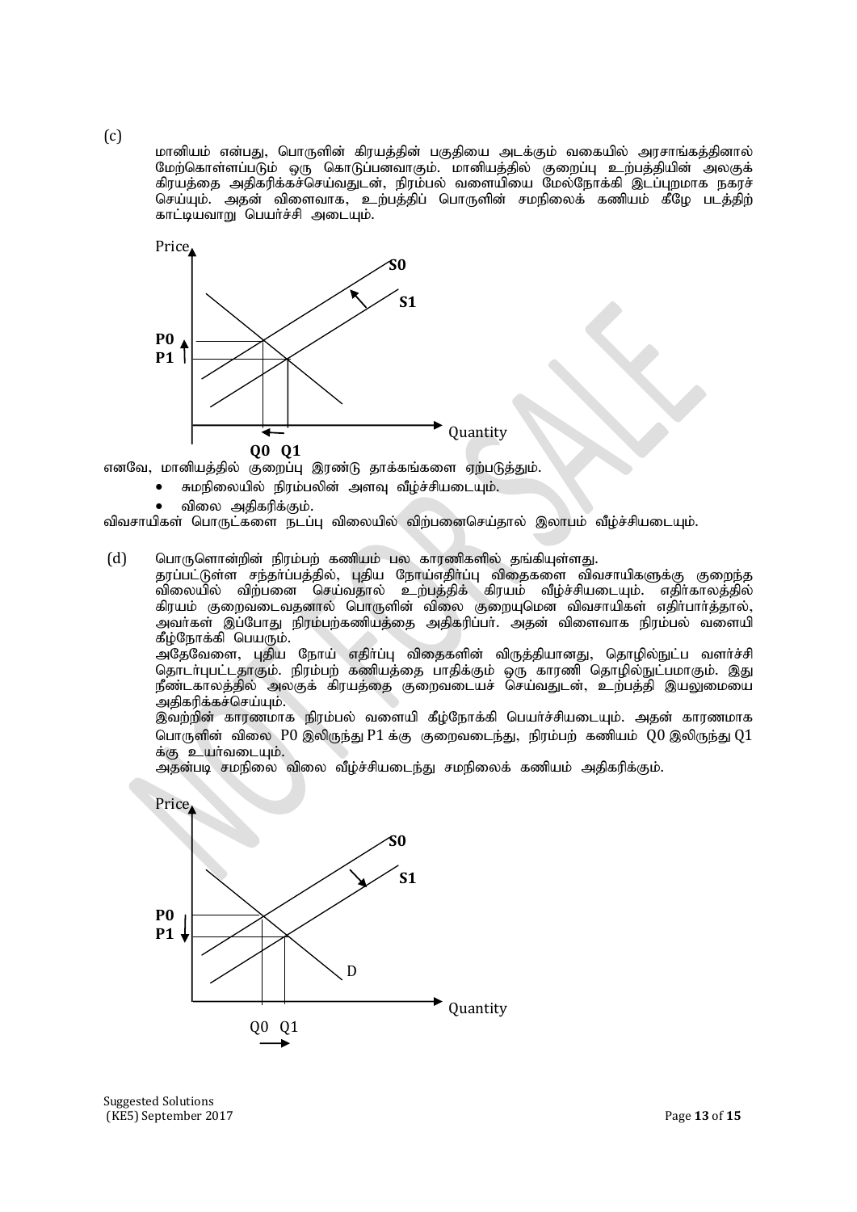(c)

மானியம் என்பது, பொருளின் கிரயத்தின் பகுதியை அடக்கும் வகையில் அரசாங்கத்தினால் மேற்கொள்ளப்படும் ஒரு கொடுப்பனவாகும். மானியத்தில் குறைப்பு உற்பத்தியின் அலகுக் கிரயத்தை அதிகரிக்கச்செய்வதுடன், நிரம்பல் வளையியை மேல்நோக்கி இடப்புறமாக நகரச் செய்யும். அதன் விளைவாக, உற்பத்திப் பொருளின் சமநிலைக் கணியம் கீழே படத்திற் காட்டியவாறு பெயர்ச்சி அடையும்.

எனவே, மானியத்தில் குறைப்பு இரண்டு தாக்கங்களை ஏற்படுத்தும்.

- சமநிலையில் நிரம்பலின் அளவு வீழ்ச்சியடையும்.
- விலை அதிகரிக்கும்.

விவசாயிகள் பொருட்களை நடப்பு விலையில் விற்பனைசெய்தால் இலாபம் வீழ்ச்சியடையும்.

(d)

பொருளொன்றின் நிரம்பற் கணியம் பல காரணிகளில் தங்கியுள்ளது.

தரப்பட்டுள்ள சந்தர்ப்பத்தில், புதிய நோய்எதிர்ப்பு விதைகளை விவசாயிகளுக்கு குறைந்த விலையில் விற்பனை செய்வதால் உற்பத்திக் கிரயம் வீழ்ச்சியடையும். எதிர்காலத்தில் கிரயம் குறைவடைவதனால் பொருளின் விலை குறையுமென விவசாயிகள் எதிர்பார்த்தால், அவர்கள் இப்போது நிரம்பற்கணியத்தை அதிகரிப்பர். அதன் விளைவாக நிரம்பல் வளையி கீழ்நோக்கி பெயரும்.

அதேவேளை, புதிய நோய் எதிர்ப்பு விதைகளின் விருத்தியானது, தொழில்நுட்ப வளர்ச்சி தொடர்புபட்டதாகும். நிரம்பற் கணியத்தை பாதிக்கும் ஒரு காரணி தொழில்நுட்பமாகும். இது நீண்டகாலத்தில் அலகுக் கிரயத்தை குறைவடையச் செய்வதுடன், உற்பத்தி இயலுமையை அதிகரிக்கச்செய்யும்.

இவற்றின் காரணமாக நிரம்பல் வளையி கீழ்நோக்கி பெயர்ச்சியடையும். அதன் காரணமாக பொருளின் விலை P0 இலிருந்து P1 க்கு குறைவடைந்து, நிரம்பற் கணியம் Q0 இலிருந்து Q1 க்கு உயர்வடையும்.

அதன்படி சமநிலை விலை வீழ்ச்சியடைந்து சமநிலைக் கணியம் அதிகரிக்கும்.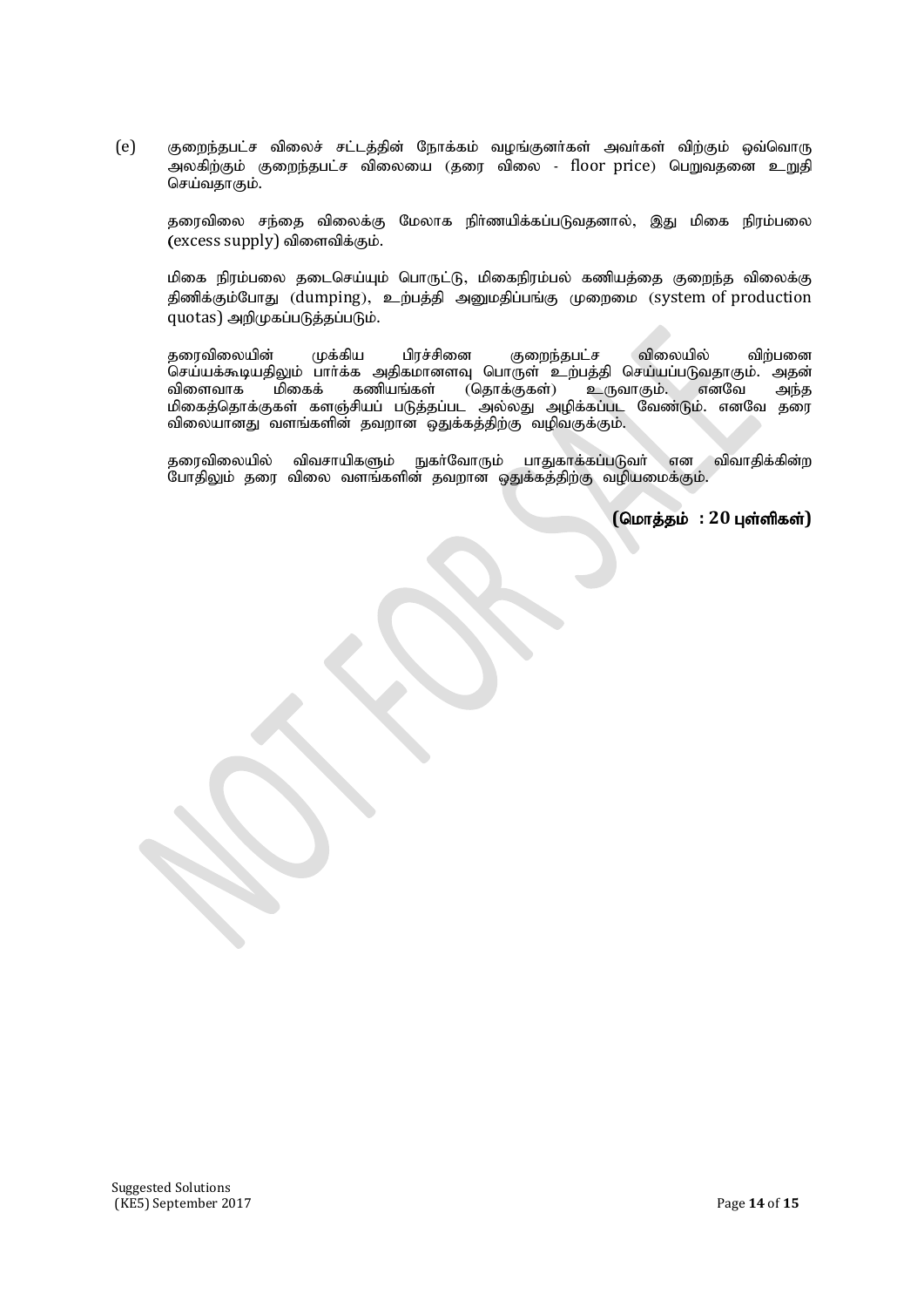(e) குறைந்தபட்ச விலைச் சட்டத்தின் நோக்கம் வழங்குனர்கள் அவர்கள் விற்கும் ஒவ்வொரு அலகிற்கும் குறைந்தபட்ச விலையை (தரை விலை - floor price) பெறுவதனை உறுதி செய்வதாகும்.

தரைவிலை சந்தை விலைக்கு மேலாக நிர்ணயிக்கப்படுவதனால், இது மிகை நிரம்பலை (excess supply) விளைவிக்கும்.

மிகை நிரம்பலை தடைசெய்யும் பொருட்டு, மிகைநிரம்பல் கணியத்தை குறைந்த விலைக்கு திணிக்கும்போது (dumping), உற்பத்தி அனுமதிப்பங்கு முறைமை (system of production quotas) அறிமுகப்படுத்தப்படும்.

தரைவிலையின் முக்கிய பிரச்சினை குறைந்தபட்ச விலையில் விற்பனை செய்யக்கூடியதிலும் பார்க்க அதிகமானளவு பொருள் உற்பத்தி செய்யப்படுவதாகும். அதன் விளைவாக மிகைக் கணியங்கள் (தொக்குகள்) உருவாகும். எனவே அந்த மிகைத்தொக்குகள் களஞ்சியப் படுத்தப்பட அல்லது அழிக்கப்பட வேண்டும். எனவே தரை விலையானது வளங்களின் தவறான ஒதுக்கத்திற்கு வழிவகுக்கும்.

தரைவிலையில் விவசாயிகளும் நுகர்வோரும் பாதுகாக்கப்படுவர் என விவாதிக்கின்ற போதிலும் தரை விலை வளங்களின் தவறான ஒதுக்கத்திற்கு வழியமைக்கும்.

**(மொத்தம் : 20 புள்ளிகள்)**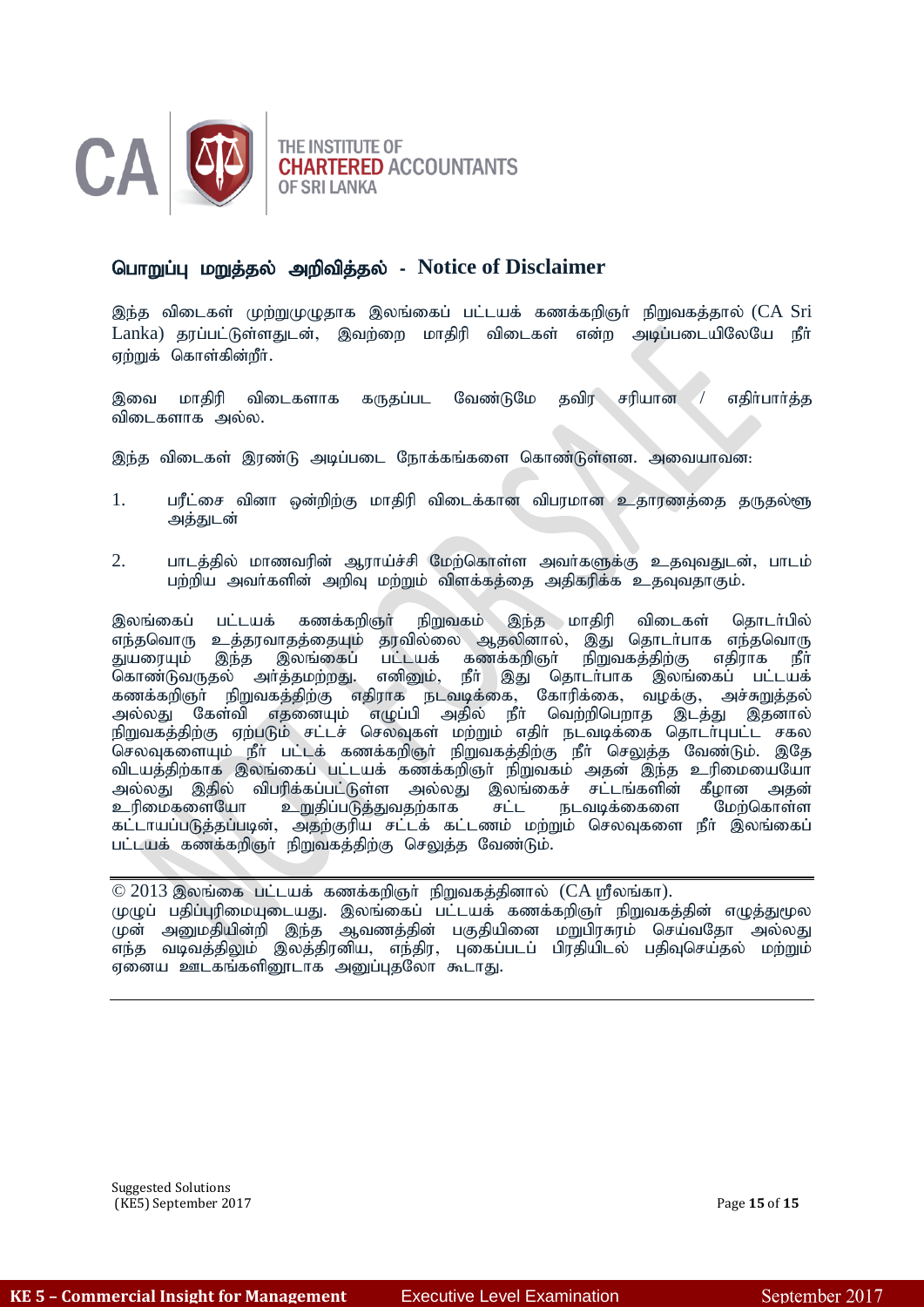THE INSTITUTE OF CHARTERED ACCOUNTANTS OF SRI LANKA

## பொறுப்பு மறுத்தல் அறிவித்தல் - Notice of Disclaimer

இந்த விடைகள் முற்றுமுழுதாக இலங்கைப் பட்டயக் கணக்கறிஞர் நிறுவகத்தால் (CA Sri Lanka) தரப்பட்டுள்ளதுடன், இவற்றை மாதிரி விடைகள் என்ற அடிப்படையிலேயே நீர் ஏற்றுக் கொள்கின்றீர்.

இவை மாதிரி விடைகளாக கருதப்பட வேண்டுமே தவிர சரியான / எதிர்பார்த்த விடைகளாக அல்ல.

இந்த விடைகள் இரண்டு அடிப்படை நோக்கங்களை கொண்டுள்ளன. அவையாவன:

1. பரீட்சை வினா ஒன்றிற்கு மாதிரி விடைக்கான விபரமான உதாரணத்தை தருதல்ளூ அத்துடன்

2. பாடத்தில் மாணவரின் ஆராய்ச்சி மேற்கொள்ள அவர்களுக்கு உதவுவதுடன், பாடம் பற்றிய அவர்களின் அறிவு மற்றும் விளக்கத்தை அதிகரிக்க உதவுவதாகும்.

இலங்கைப் பட்டயக் கணக்கறிஞர் நிறுவகம் இந்த மாதிரி விடைகள் தொடர்பில் எந்தவொரு உத்தரவாதத்தையும் தரவில்லை ஆதலினால், இது தொடர்பாக எந்தவொரு துயரையும் இந்த இலங்கைப் பட்டயக் கணக்கறிஞர் நிறுவகத்திற்கு எதிராக நீர் கொண்டுவருதல் அர்த்தமற்றது. எனினும், நீர் இது தொடர்பாக இலங்கைப் பட்டயக் கணக்கறிஞர் நிறுவகத்திற்கு எதிராக நடவடிக்கை, கோரிக்கை, வழக்கு, அச்சுறுத்தல் அல்லது கேள்வி எதனையும் எழுப்பி அதில் நீர் வெற்றிபெறாத இடத்து இதனால் நிறுவகத்திற்கு ஏற்படும் சட்டச் செலவுகள் மற்றும் எதிர் நடவடிக்கை தொடர்புபட்ட சகல செலவுகளையும் நீர் பட்டக் கணக்கறிஞர் நிறுவகத்திற்கு நீர் செலுத்த வேண்டும். இதே விடயத்திற்காக இலங்கைப் பட்டயக் கணக்கறிஞர் நிறுவகம் அதன் இந்த உரிமையையோ அல்லது இதில் விபரிக்கப்பட்டுள்ள அல்லது இலங்கைச் சட்டங்களின் கீழான அதன் உரிமைகளையோ உறுதிப்படுத்துவதற்காக சட்ட நடவடிக்கைகளை மேற்கொள்ள கட்டாயப்படுத்தப்படின், அதற்குரிய சட்டக் கட்டணம் மற்றும் செலவுகளை நீர் இலங்கைப் பட்டயக் கணக்கறிஞர் நிறுவகத்திற்கு செலுத்த வேண்டும்.

---

© 2013 இலங்கை பட்டயக் கணக்கறிஞர் நிறுவகத்தினால் (CA ஸ்ரீலங்கா).
முழுப் பதிப்புரிமையுடையது. இலங்கைப் பட்டயக் கணக்கறிஞர் நிறுவகத்தின் எழுத்துமூல முன் அனுமதியின்றி இந்த ஆவணத்தின் பகுதியினை மறுபிரசுரம் செய்வதோ அல்லது எந்த வடிவத்திலும் இலத்திரனிய, எந்திர, புகைப்படப் பிரதியிடல் பதிவுசெய்தல் மற்றும் ஏனைய ஊடகங்களினூடாக அனுப்புதலோ கூடாது.